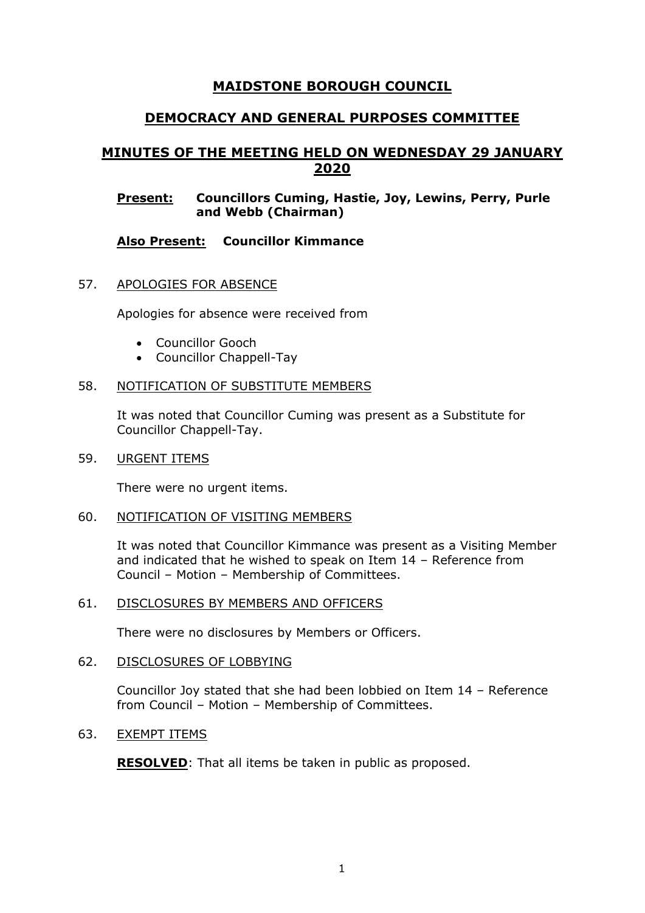# MAIDSTONE BOROUGH COUNCIL

## DEMOCRACY AND GENERAL PURPOSES COMMITTEE

## MINUTES OF THE MEETING HELD ON WEDNESDAY 29 JANUARY 2020

**Present:** **Councillors Cuming, Hastie, Joy, Lewins, Perry, Purle and Webb (Chairman)**

**Also Present:** **Councillor Kimmance**

57. APOLOGIES FOR ABSENCE

Apologies for absence were received from

- Councillor Gooch
- Councillor Chappell-Tay

58. NOTIFICATION OF SUBSTITUTE MEMBERS

It was noted that Councillor Cuming was present as a Substitute for Councillor Chappell-Tay.

59. URGENT ITEMS

There were no urgent items.

60. NOTIFICATION OF VISITING MEMBERS

It was noted that Councillor Kimmance was present as a Visiting Member and indicated that he wished to speak on Item 14 – Reference from Council – Motion – Membership of Committees.

61. DISCLOSURES BY MEMBERS AND OFFICERS

There were no disclosures by Members or Officers.

62. DISCLOSURES OF LOBBYING

Councillor Joy stated that she had been lobbied on Item 14 – Reference from Council – Motion – Membership of Committees.

63. EXEMPT ITEMS

**RESOLVED**: That all items be taken in public as proposed.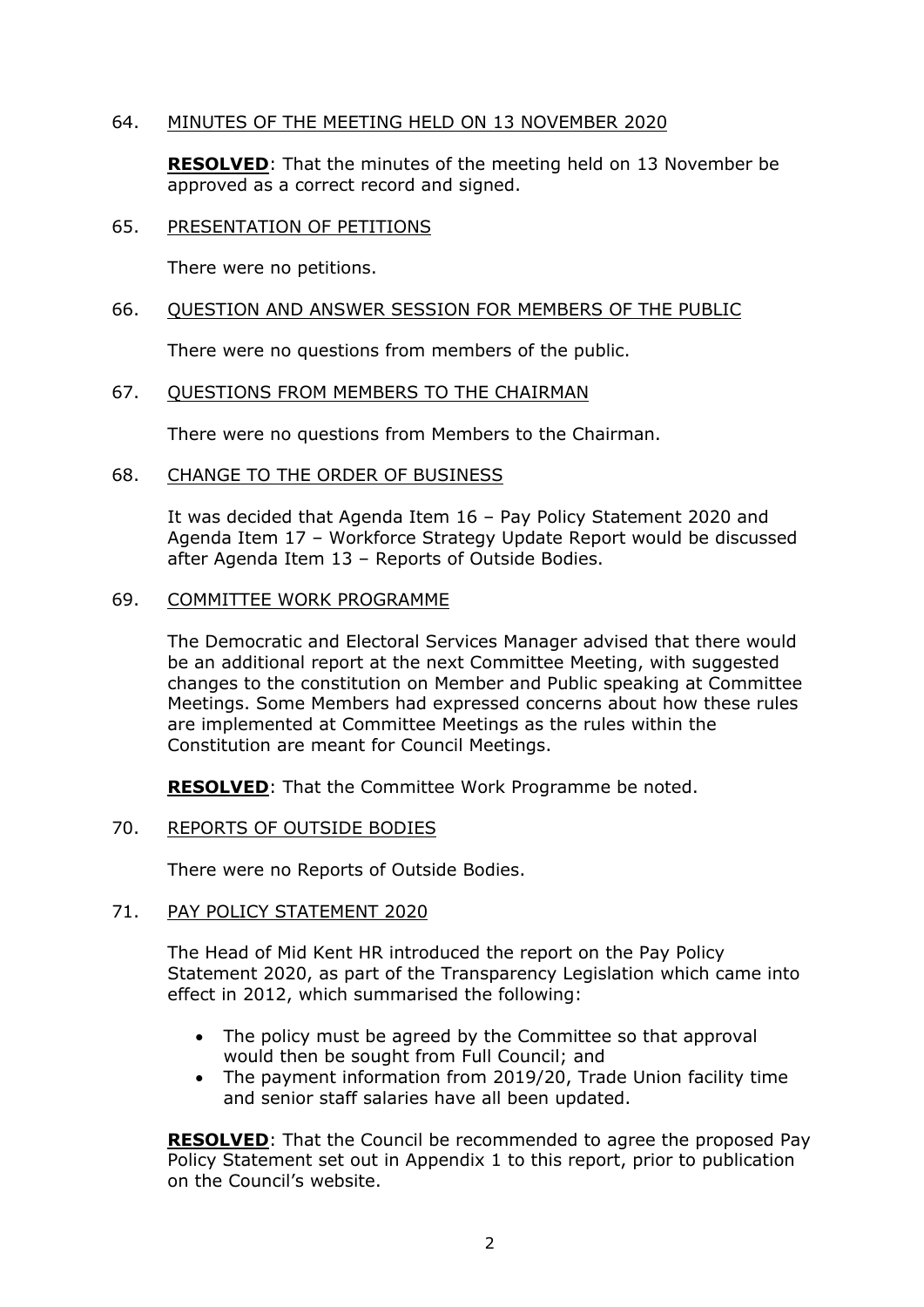64. MINUTES OF THE MEETING HELD ON 13 NOVEMBER 2020

**RESOLVED**: That the minutes of the meeting held on 13 November be approved as a correct record and signed.

65. PRESENTATION OF PETITIONS

There were no petitions.

66. QUESTION AND ANSWER SESSION FOR MEMBERS OF THE PUBLIC

There were no questions from members of the public.

67. QUESTIONS FROM MEMBERS TO THE CHAIRMAN

There were no questions from Members to the Chairman.

68. CHANGE TO THE ORDER OF BUSINESS

It was decided that Agenda Item 16 – Pay Policy Statement 2020 and Agenda Item 17 – Workforce Strategy Update Report would be discussed after Agenda Item 13 – Reports of Outside Bodies.

69. COMMITTEE WORK PROGRAMME

The Democratic and Electoral Services Manager advised that there would be an additional report at the next Committee Meeting, with suggested changes to the constitution on Member and Public speaking at Committee Meetings. Some Members had expressed concerns about how these rules are implemented at Committee Meetings as the rules within the Constitution are meant for Council Meetings.

**RESOLVED**: That the Committee Work Programme be noted.

70. REPORTS OF OUTSIDE BODIES

There were no Reports of Outside Bodies.

71. PAY POLICY STATEMENT 2020

The Head of Mid Kent HR introduced the report on the Pay Policy Statement 2020, as part of the Transparency Legislation which came into effect in 2012, which summarised the following:

- The policy must be agreed by the Committee so that approval would then be sought from Full Council; and
- The payment information from 2019/20, Trade Union facility time and senior staff salaries have all been updated.

**RESOLVED**: That the Council be recommended to agree the proposed Pay Policy Statement set out in Appendix 1 to this report, prior to publication on the Council's website.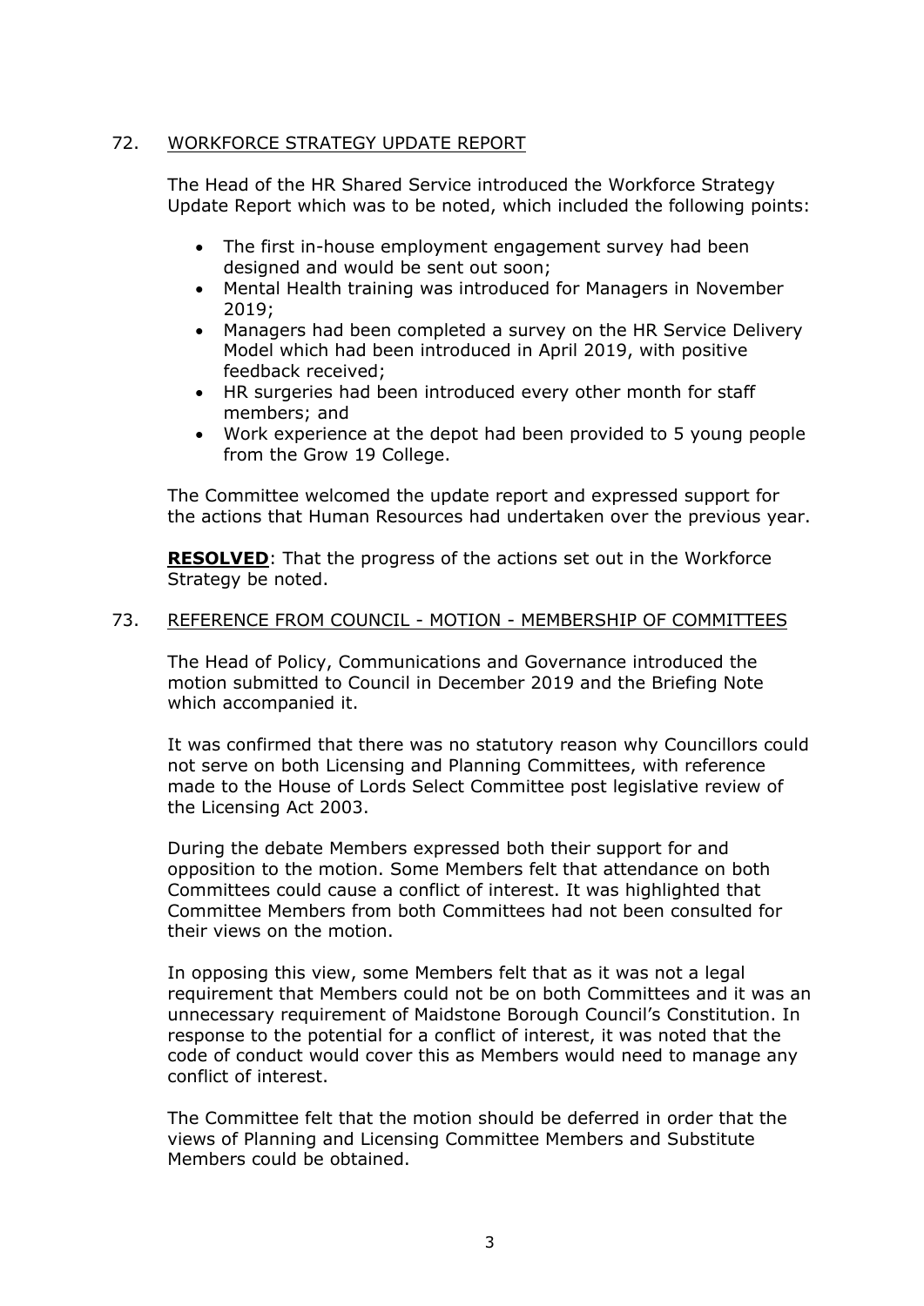## 72. WORKFORCE STRATEGY UPDATE REPORT

The Head of the HR Shared Service introduced the Workforce Strategy Update Report which was to be noted, which included the following points:

- The first in-house employment engagement survey had been designed and would be sent out soon;
- Mental Health training was introduced for Managers in November 2019;
- Managers had been completed a survey on the HR Service Delivery Model which had been introduced in April 2019, with positive feedback received;
- HR surgeries had been introduced every other month for staff members; and
- Work experience at the depot had been provided to 5 young people from the Grow 19 College.

The Committee welcomed the update report and expressed support for the actions that Human Resources had undertaken over the previous year.

**RESOLVED**: That the progress of the actions set out in the Workforce Strategy be noted.

## 73. REFERENCE FROM COUNCIL - MOTION - MEMBERSHIP OF COMMITTEES

The Head of Policy, Communications and Governance introduced the motion submitted to Council in December 2019 and the Briefing Note which accompanied it.

It was confirmed that there was no statutory reason why Councillors could not serve on both Licensing and Planning Committees, with reference made to the House of Lords Select Committee post legislative review of the Licensing Act 2003.

During the debate Members expressed both their support for and opposition to the motion. Some Members felt that attendance on both Committees could cause a conflict of interest. It was highlighted that Committee Members from both Committees had not been consulted for their views on the motion.

In opposing this view, some Members felt that as it was not a legal requirement that Members could not be on both Committees and it was an unnecessary requirement of Maidstone Borough Council's Constitution. In response to the potential for a conflict of interest, it was noted that the code of conduct would cover this as Members would need to manage any conflict of interest.

The Committee felt that the motion should be deferred in order that the views of Planning and Licensing Committee Members and Substitute Members could be obtained.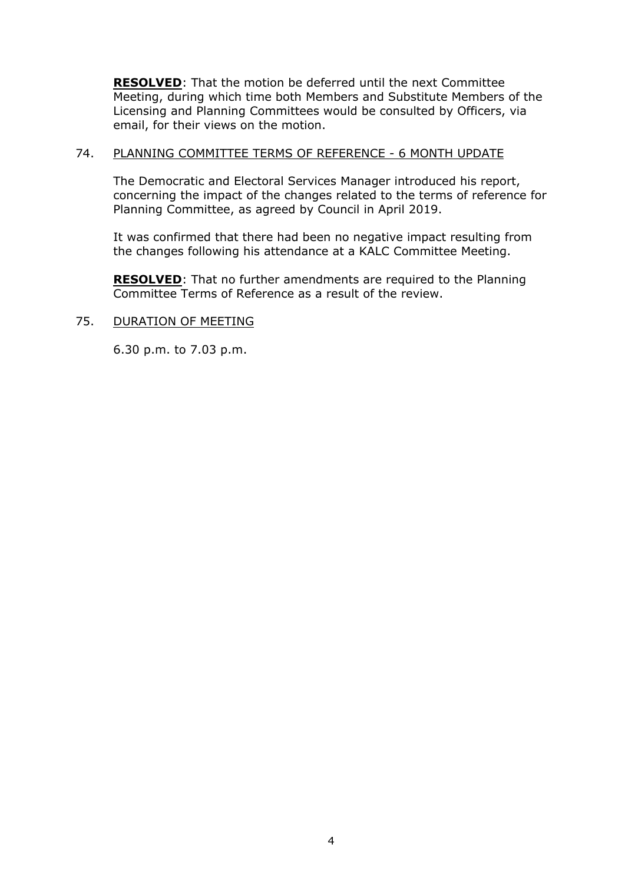**RESOLVED**: That the motion be deferred until the next Committee Meeting, during which time both Members and Substitute Members of the Licensing and Planning Committees would be consulted by Officers, via email, for their views on the motion.

74. PLANNING COMMITTEE TERMS OF REFERENCE - 6 MONTH UPDATE

The Democratic and Electoral Services Manager introduced his report, concerning the impact of the changes related to the terms of reference for Planning Committee, as agreed by Council in April 2019.

It was confirmed that there had been no negative impact resulting from the changes following his attendance at a KALC Committee Meeting.

**RESOLVED**: That no further amendments are required to the Planning Committee Terms of Reference as a result of the review.

75. DURATION OF MEETING

6.30 p.m. to 7.03 p.m.